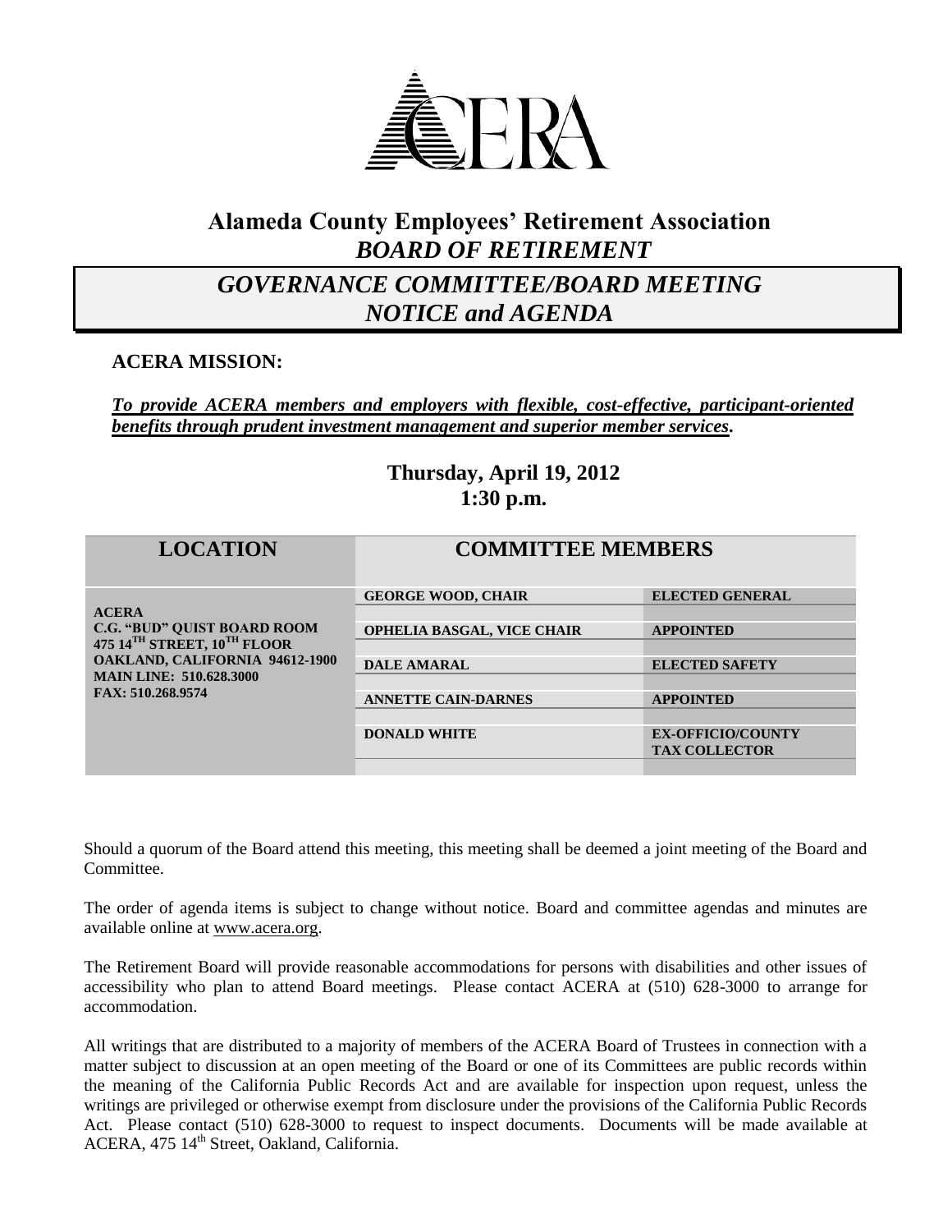# Alameda County Employees' Retirement Association

## *BOARD OF RETIREMENT*

## *GOVERNANCE COMMITTEE/BOARD MEETING NOTICE and AGENDA*

**ACERA MISSION:**

***To provide ACERA members and employers with flexible, cost-effective, participant-oriented benefits through prudent investment management and superior member services.***

**Thursday, April 19, 2012**
**1:30 p.m.**

| LOCATION | COMMITTEE MEMBERS | |
|---|---|---|
| **ACERA**<br>**C.G. "BUD" QUIST BOARD ROOM**<br>**475 14TH STREET, 10TH FLOOR**<br>**OAKLAND, CALIFORNIA 94612-1900**<br>**MAIN LINE: 510.628.3000**<br>**FAX: 510.268.9574** | **GEORGE WOOD, CHAIR** | **ELECTED GENERAL** |
| | **OPHELIA BASGAL, VICE CHAIR** | **APPOINTED** |
| | **DALE AMARAL** | **ELECTED SAFETY** |
| | **ANNETTE CAIN-DARNES** | **APPOINTED** |
| | **DONALD WHITE** | **EX-OFFICIO/COUNTY TAX COLLECTOR** |

Should a quorum of the Board attend this meeting, this meeting shall be deemed a joint meeting of the Board and Committee.

The order of agenda items is subject to change without notice. Board and committee agendas and minutes are available online at www.acera.org.

The Retirement Board will provide reasonable accommodations for persons with disabilities and other issues of accessibility who plan to attend Board meetings. Please contact ACERA at (510) 628-3000 to arrange for accommodation.

All writings that are distributed to a majority of members of the ACERA Board of Trustees in connection with a matter subject to discussion at an open meeting of the Board or one of its Committees are public records within the meaning of the California Public Records Act and are available for inspection upon request, unless the writings are privileged or otherwise exempt from disclosure under the provisions of the California Public Records Act. Please contact (510) 628-3000 to request to inspect documents. Documents will be made available at ACERA, 475 14th Street, Oakland, California.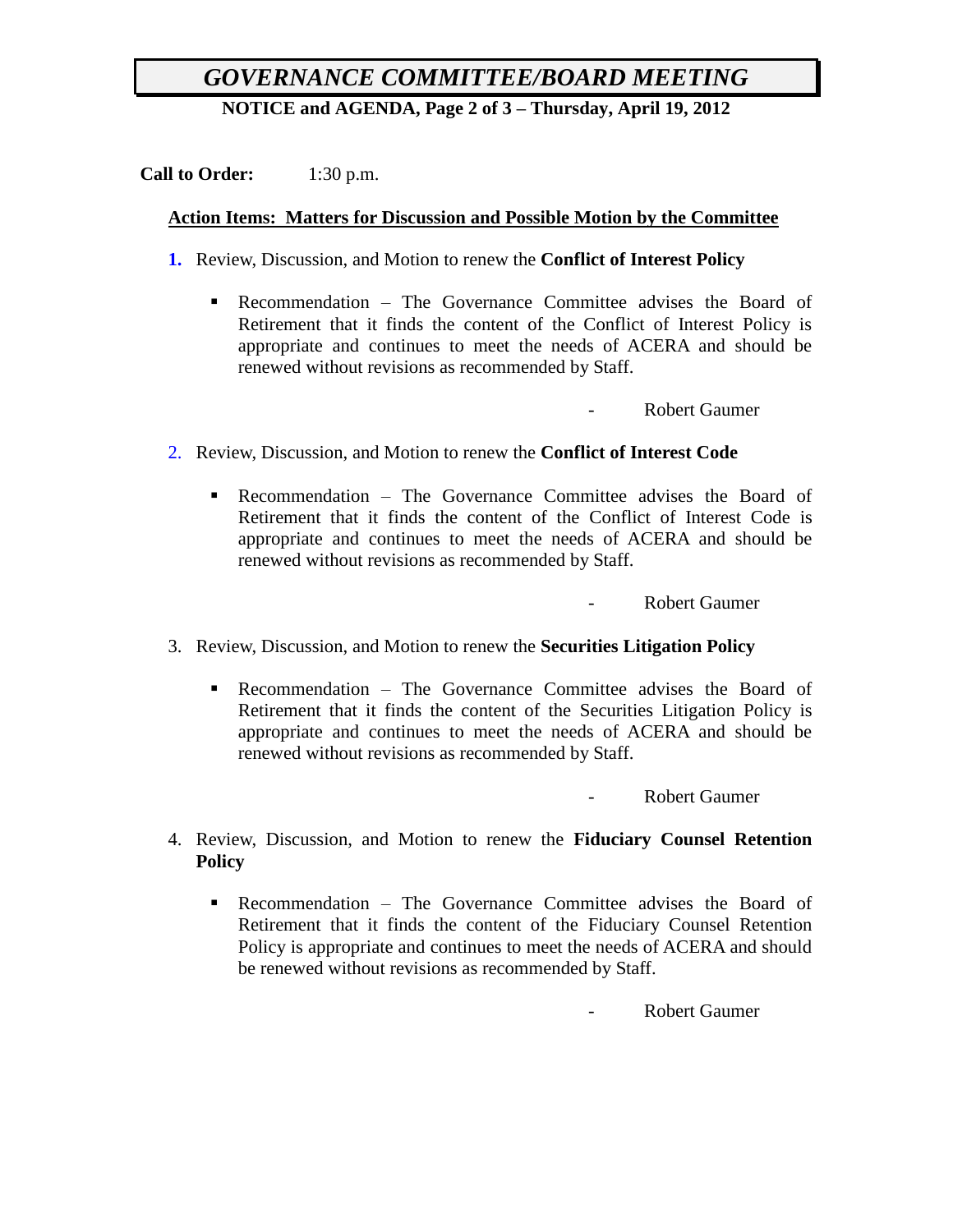# *GOVERNANCE COMMITTEE/BOARD MEETING*

**NOTICE and AGENDA, Page 2 of 3 – Thursday, April 19, 2012**

**Call to Order:** 1:30 p.m.

**Action Items: Matters for Discussion and Possible Motion by the Committee**

1. Review, Discussion, and Motion to renew the **Conflict of Interest Policy**

   - Recommendation – The Governance Committee advises the Board of Retirement that it finds the content of the Conflict of Interest Policy is appropriate and continues to meet the needs of ACERA and should be renewed without revisions as recommended by Staff.

   \- Robert Gaumer

2. Review, Discussion, and Motion to renew the **Conflict of Interest Code**

   - Recommendation – The Governance Committee advises the Board of Retirement that it finds the content of the Conflict of Interest Code is appropriate and continues to meet the needs of ACERA and should be renewed without revisions as recommended by Staff.

   \- Robert Gaumer

3. Review, Discussion, and Motion to renew the **Securities Litigation Policy**

   - Recommendation – The Governance Committee advises the Board of Retirement that it finds the content of the Securities Litigation Policy is appropriate and continues to meet the needs of ACERA and should be renewed without revisions as recommended by Staff.

   \- Robert Gaumer

4. Review, Discussion, and Motion to renew the **Fiduciary Counsel Retention Policy**

   - Recommendation – The Governance Committee advises the Board of Retirement that it finds the content of the Fiduciary Counsel Retention Policy is appropriate and continues to meet the needs of ACERA and should be renewed without revisions as recommended by Staff.

   \- Robert Gaumer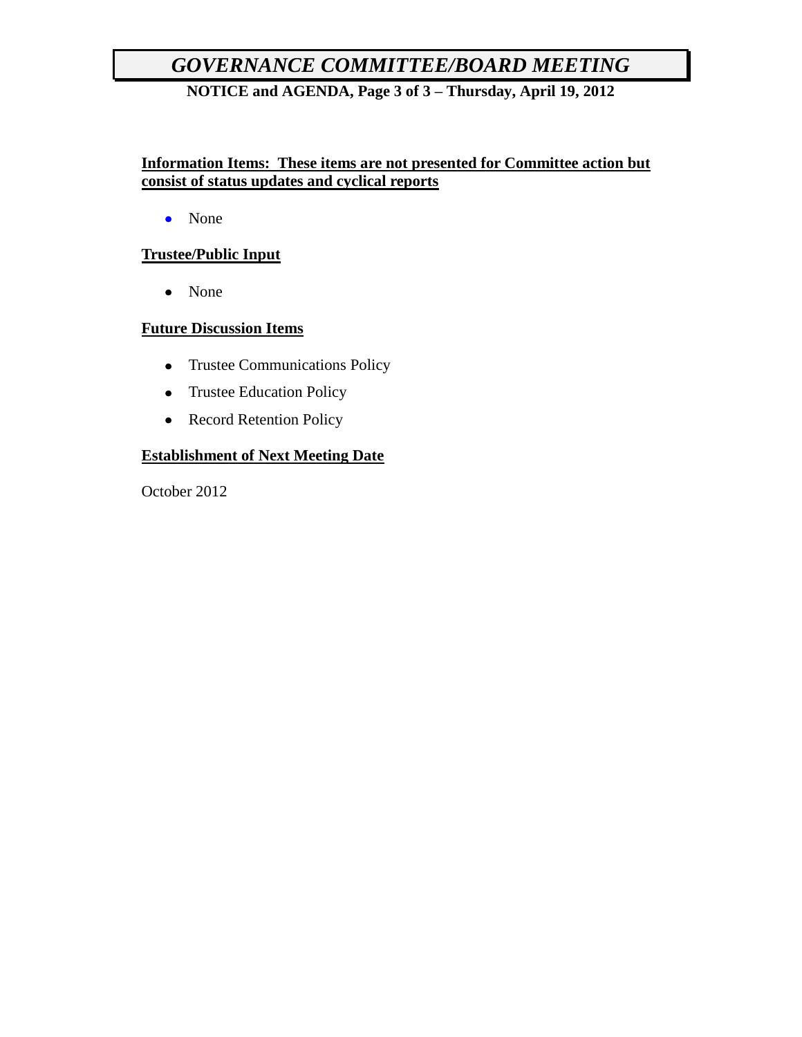**Information Items: These items are not presented for Committee action but consist of status updates and cyclical reports**

- None

**Trustee/Public Input**

- None

**Future Discussion Items**

- Trustee Communications Policy
- Trustee Education Policy
- Record Retention Policy

**Establishment of Next Meeting Date**

October 2012